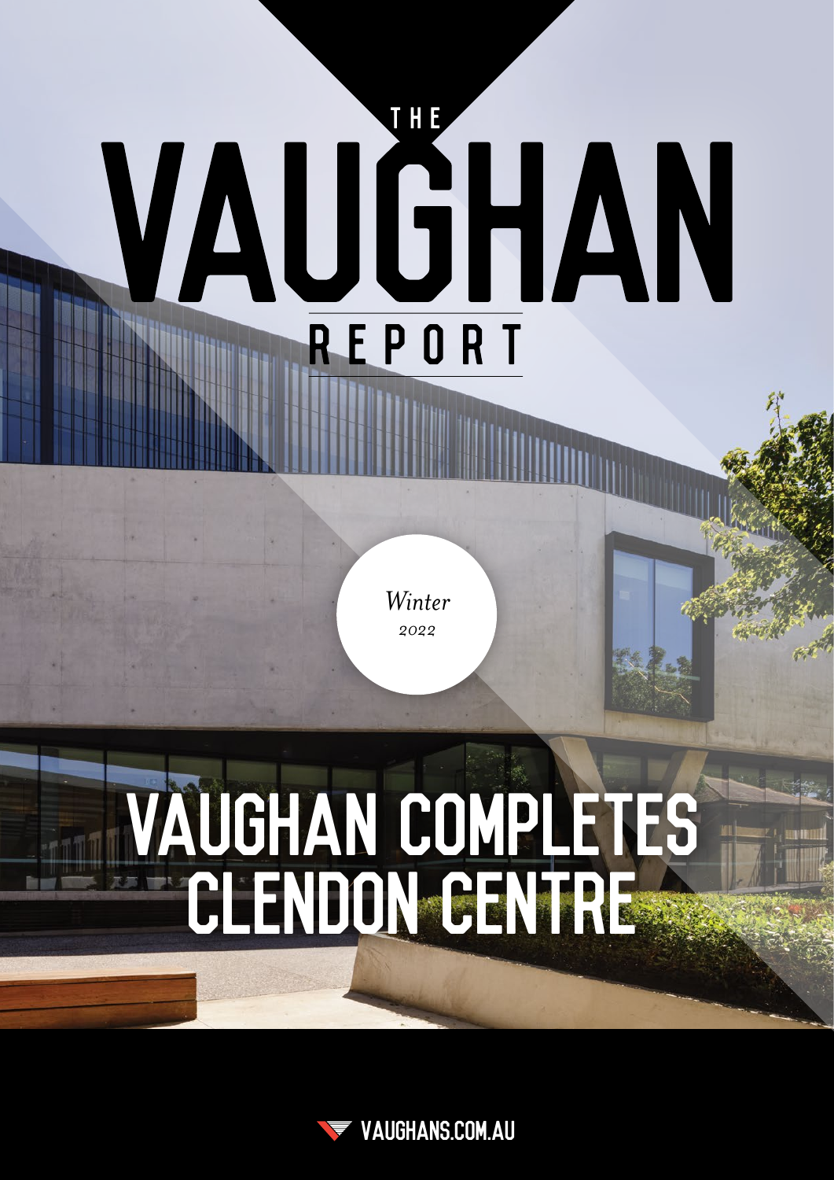# THE VAUGHAN REPORT

*Winter*
*2022*

## VAUGHAN COMPLETES CLENDON CENTRE

VAUGHANS.COM.AU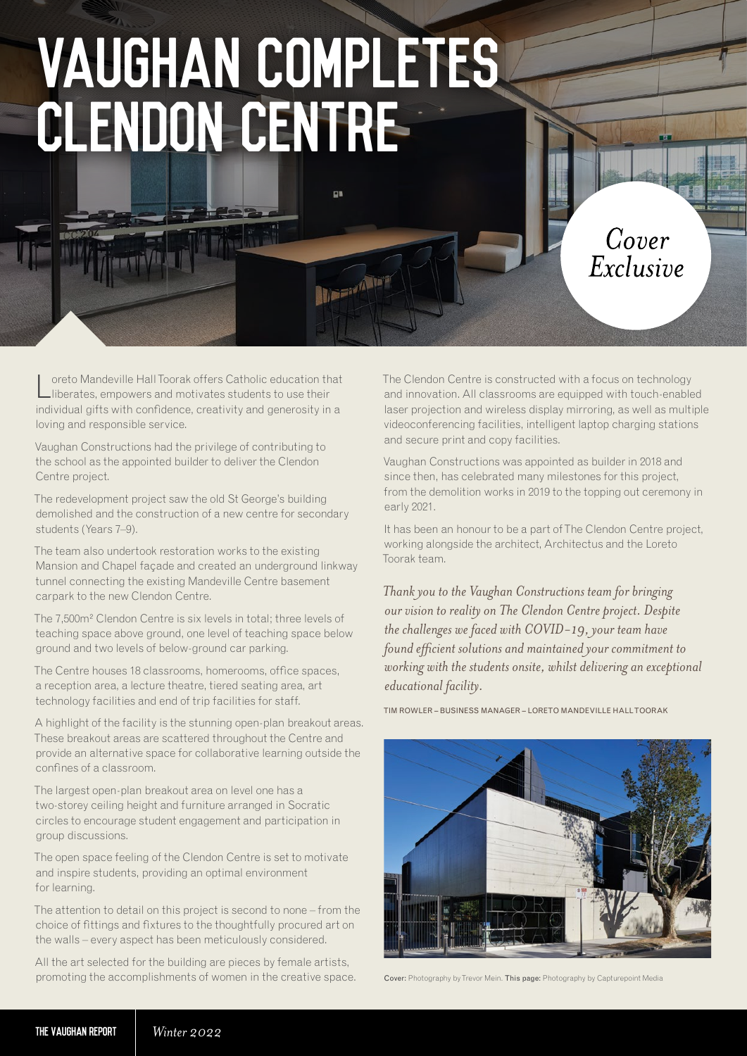# VAUGHAN COMPLETES CLENDON CENTRE

*Cover Exclusive*

Loreto Mandeville Hall Toorak offers Catholic education that liberates, empowers and motivates students to use their individual gifts with confidence, creativity and generosity in a loving and responsible service.

Vaughan Constructions had the privilege of contributing to the school as the appointed builder to deliver the Clendon Centre project.

The redevelopment project saw the old St George's building demolished and the construction of a new centre for secondary students (Years 7–9).

The team also undertook restoration works to the existing Mansion and Chapel façade and created an underground linkway tunnel connecting the existing Mandeville Centre basement carpark to the new Clendon Centre.

The 7,500m² Clendon Centre is six levels in total; three levels of teaching space above ground, one level of teaching space below ground and two levels of below-ground car parking.

The Centre houses 18 classrooms, homerooms, office spaces, a reception area, a lecture theatre, tiered seating area, art technology facilities and end of trip facilities for staff.

A highlight of the facility is the stunning open-plan breakout areas. These breakout areas are scattered throughout the Centre and provide an alternative space for collaborative learning outside the confines of a classroom.

The largest open-plan breakout area on level one has a two-storey ceiling height and furniture arranged in Socratic circles to encourage student engagement and participation in group discussions.

The open space feeling of the Clendon Centre is set to motivate and inspire students, providing an optimal environment for learning.

The attention to detail on this project is second to none – from the choice of fittings and fixtures to the thoughtfully procured art on the walls – every aspect has been meticulously considered.

All the art selected for the building are pieces by female artists, promoting the accomplishments of women in the creative space.

The Clendon Centre is constructed with a focus on technology and innovation. All classrooms are equipped with touch-enabled laser projection and wireless display mirroring, as well as multiple videoconferencing facilities, intelligent laptop charging stations and secure print and copy facilities.

Vaughan Constructions was appointed as builder in 2018 and since then, has celebrated many milestones for this project, from the demolition works in 2019 to the topping out ceremony in early 2021.

It has been an honour to be a part of The Clendon Centre project, working alongside the architect, Architectus and the Loreto Toorak team.

*Thank you to the Vaughan Constructions team for bringing our vision to reality on The Clendon Centre project. Despite the challenges we faced with COVID-19, your team have found efficient solutions and maintained your commitment to working with the students onsite, whilst delivering an exceptional educational facility.*

TIM ROWLER – BUSINESS MANAGER – LORETO MANDEVILLE HALL TOORAK

**Cover:** Photography by Trevor Mein. **This page:** Photography by Capturepoint Media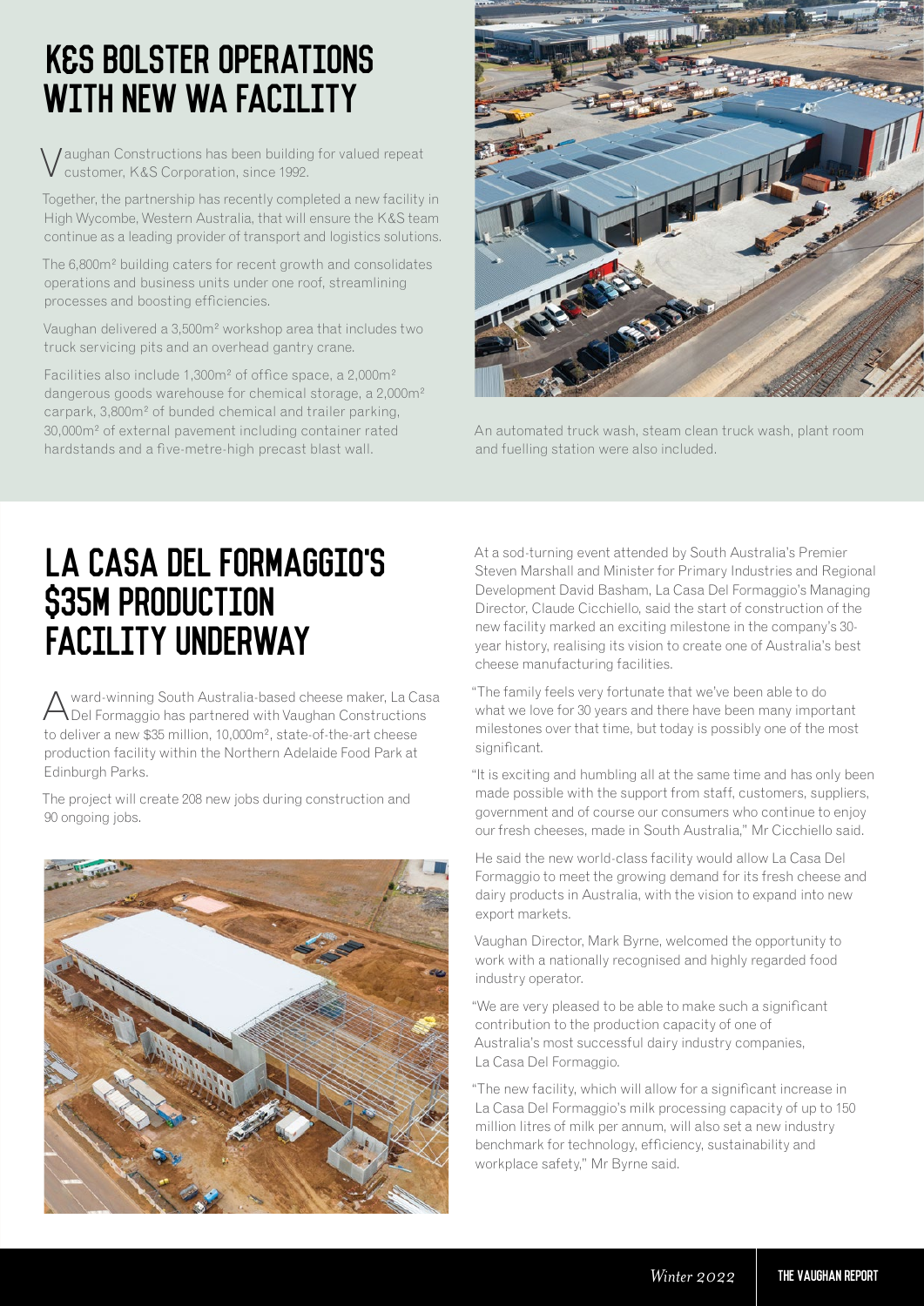# K&S BOLSTER OPERATIONS WITH NEW WA FACILITY

Vaughan Constructions has been building for valued repeat customer, K&S Corporation, since 1992.

Together, the partnership has recently completed a new facility in High Wycombe, Western Australia, that will ensure the K&S team continue as a leading provider of transport and logistics solutions.

The 6,800m² building caters for recent growth and consolidates operations and business units under one roof, streamlining processes and boosting efficiencies.

Vaughan delivered a 3,500m² workshop area that includes two truck servicing pits and an overhead gantry crane.

Facilities also include 1,300m² of office space, a 2,000m² dangerous goods warehouse for chemical storage, a 2,000m² carpark, 3,800m² of bunded chemical and trailer parking, 30,000m² of external pavement including container rated hardstands and a five-metre-high precast blast wall.

An automated truck wash, steam clean truck wash, plant room and fuelling station were also included.

# LA CASA DEL FORMAGGIO'S $35M PRODUCTION FACILITY UNDERWAY

Award-winning South Australia-based cheese maker, La Casa Del Formaggio has partnered with Vaughan Constructions to deliver a new $35 million, 10,000m², state-of-the-art cheese production facility within the Northern Adelaide Food Park at Edinburgh Parks.

The project will create 208 new jobs during construction and 90 ongoing jobs.

At a sod-turning event attended by South Australia's Premier Steven Marshall and Minister for Primary Industries and Regional Development David Basham, La Casa Del Formaggio's Managing Director, Claude Cicchiello, said the start of construction of the new facility marked an exciting milestone in the company's 30-year history, realising its vision to create one of Australia's best cheese manufacturing facilities.

"The family feels very fortunate that we've been able to do what we love for 30 years and there have been many important milestones over that time, but today is possibly one of the most significant.

"It is exciting and humbling all at the same time and has only been made possible with the support from staff, customers, suppliers, government and of course our consumers who continue to enjoy our fresh cheeses, made in South Australia," Mr Cicchiello said.

He said the new world-class facility would allow La Casa Del Formaggio to meet the growing demand for its fresh cheese and dairy products in Australia, with the vision to expand into new export markets.

Vaughan Director, Mark Byrne, welcomed the opportunity to work with a nationally recognised and highly regarded food industry operator.

"We are very pleased to be able to make such a significant contribution to the production capacity of one of Australia's most successful dairy industry companies, La Casa Del Formaggio.

"The new facility, which will allow for a significant increase in La Casa Del Formaggio's milk processing capacity of up to 150 million litres of milk per annum, will also set a new industry benchmark for technology, efficiency, sustainability and workplace safety," Mr Byrne said.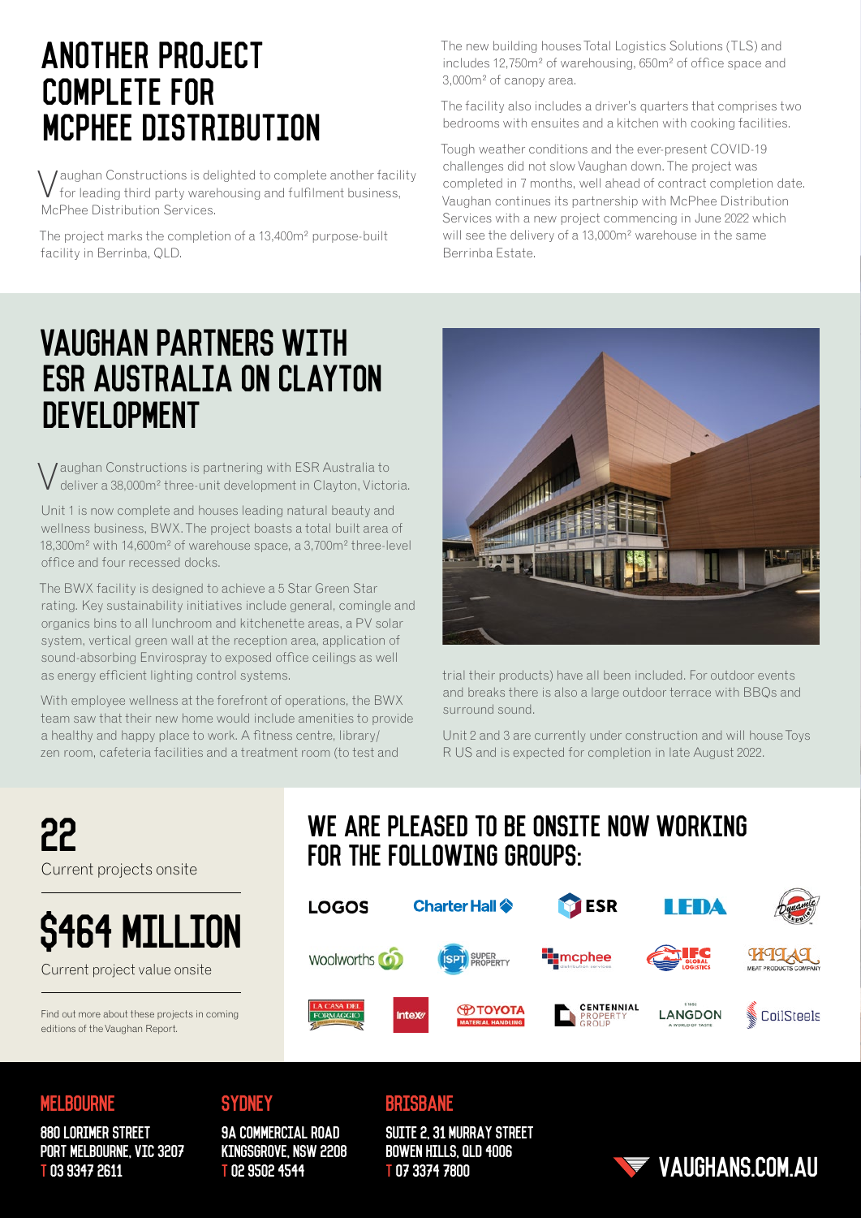# ANOTHER PROJECT COMPLETE FOR MCPHEE DISTRIBUTION

Vaughan Constructions is delighted to complete another facility for leading third party warehousing and fulfilment business, McPhee Distribution Services.

The project marks the completion of a 13,400m² purpose-built facility in Berrinba, QLD.

The new building houses Total Logistics Solutions (TLS) and includes 12,750m² of warehousing, 650m² of office space and 3,000m² of canopy area.

The facility also includes a driver's quarters that comprises two bedrooms with ensuites and a kitchen with cooking facilities.

Tough weather conditions and the ever-present COVID-19 challenges did not slow Vaughan down. The project was completed in 7 months, well ahead of contract completion date. Vaughan continues its partnership with McPhee Distribution Services with a new project commencing in June 2022 which will see the delivery of a 13,000m² warehouse in the same Berrinba Estate.

# VAUGHAN PARTNERS WITH ESR AUSTRALIA ON CLAYTON DEVELOPMENT

Vaughan Constructions is partnering with ESR Australia to deliver a 38,000m² three-unit development in Clayton, Victoria.

Unit 1 is now complete and houses leading natural beauty and wellness business, BWX. The project boasts a total built area of 18,300m² with 14,600m² of warehouse space, a 3,700m² three-level office and four recessed docks.

The BWX facility is designed to achieve a 5 Star Green Star rating. Key sustainability initiatives include general, comingle and organics bins to all lunchroom and kitchenette areas, a PV solar system, vertical green wall at the reception area, application of sound-absorbing Envirospray to exposed office ceilings as well as energy efficient lighting control systems.

With employee wellness at the forefront of operations, the BWX team saw that their new home would include amenities to provide a healthy and happy place to work. A fitness centre, library/zen room, cafeteria facilities and a treatment room (to test and trial their products) have all been included. For outdoor events and breaks there is also a large outdoor terrace with BBQs and surround sound.

Unit 2 and 3 are currently under construction and will house Toys R US and is expected for completion in late August 2022.

## 22

Current projects onsite

## $464 MILLION

Current project value onsite

Find out more about these projects in coming editions of the Vaughan Report.

## WE ARE PLEASED TO BE ONSITE NOW WORKING FOR THE FOLLOWING GROUPS:

LOGOS, Charter Hall, ESR, LEDA, Dynamic Supplies, Woolworths, ISPT Super Property, mcphee distribution services, IFC Global Logistics, Hilal Meat Products Company, La Casa Del Formaggio, Intex, Toyota Material Handling, Centennial Property Group, Langdon, CoilSteels

### MELBOURNE

880 LORIMER STREET
PORT MELBOURNE, VIC 3207
T 03 9347 2611

### SYDNEY

9A COMMERCIAL ROAD
KINGSGROVE, NSW 2208
T 02 9502 4544

### BRISBANE

SUITE 2, 31 MURRAY STREET
BOWEN HILLS, QLD 4006
T 07 3374 7800

VAUGHANS.COM.AU